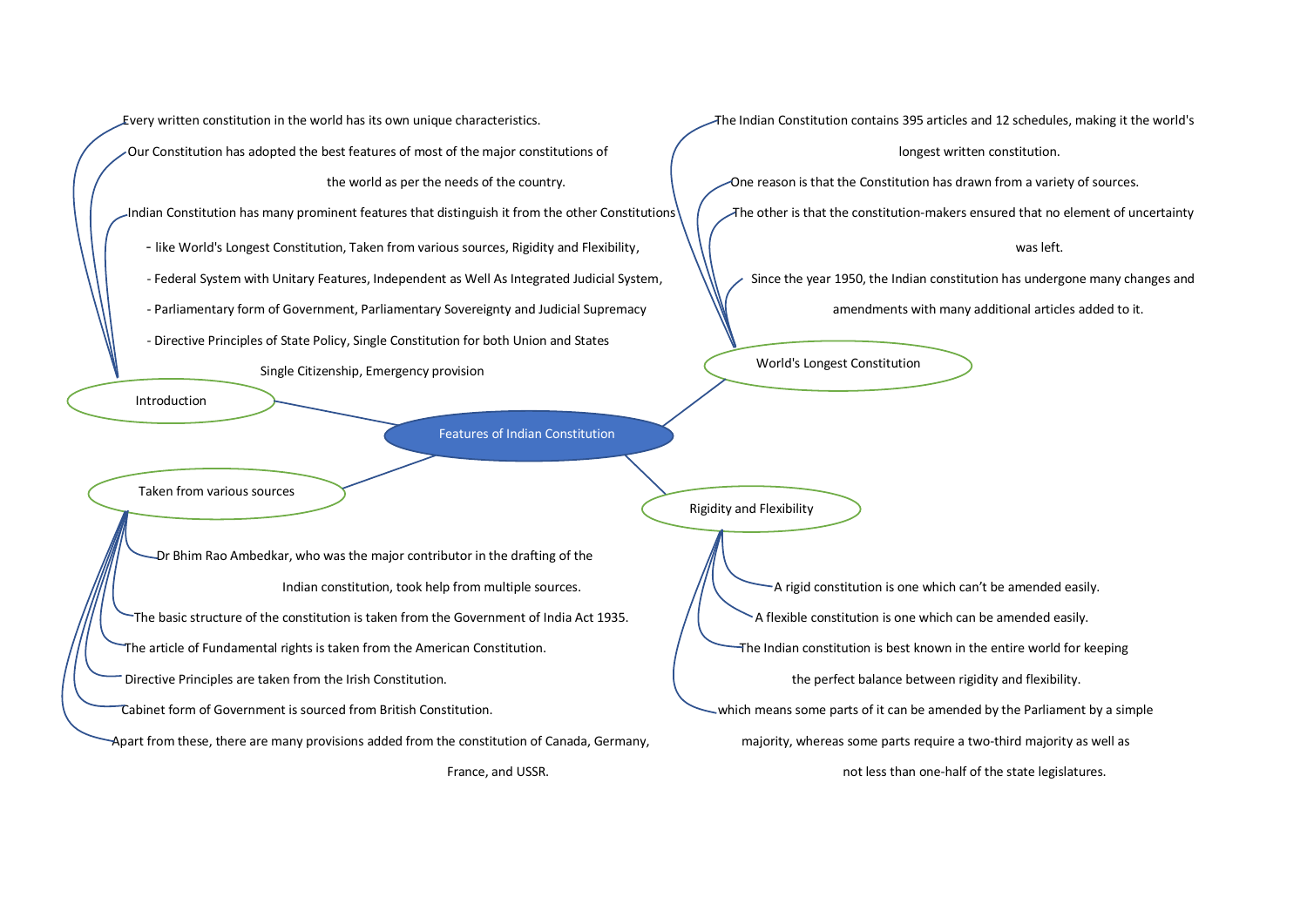# Features of Indian Constitution

## Introduction

- Every written constitution in the world has its own unique characteristics.
- Our Constitution has adopted the best features of most of the major constitutions of the world as per the needs of the country.
- Indian Constitution has many prominent features that distinguish it from the other Constitutions
  - like World's Longest Constitution, Taken from various sources, Rigidity and Flexibility,
  - Federal System with Unitary Features, Independent as Well As Integrated Judicial System,
  - Parliamentary form of Government, Parliamentary Sovereignty and Judicial Supremacy
  - Directive Principles of State Policy, Single Constitution for both Union and States Single Citizenship, Emergency provision

## World's Longest Constitution

- The Indian Constitution contains 395 articles and 12 schedules, making it the world's longest written constitution.
- One reason is that the Constitution has drawn from a variety of sources.
- The other is that the constitution-makers ensured that no element of uncertainty was left.
- Since the year 1950, the Indian constitution has undergone many changes and amendments with many additional articles added to it.

## Taken from various sources

- Dr Bhim Rao Ambedkar, who was the major contributor in the drafting of the Indian constitution, took help from multiple sources.
- The basic structure of the constitution is taken from the Government of India Act 1935.
- The article of Fundamental rights is taken from the American Constitution.
- Directive Principles are taken from the Irish Constitution.
- Cabinet form of Government is sourced from British Constitution.
- Apart from these, there are many provisions added from the constitution of Canada, Germany, France, and USSR.

## Rigidity and Flexibility

- A rigid constitution is one which can't be amended easily.
- A flexible constitution is one which can be amended easily.
- The Indian constitution is best known in the entire world for keeping the perfect balance between rigidity and flexibility.
- which means some parts of it can be amended by the Parliament by a simple majority, whereas some parts require a two-third majority as well as not less than one-half of the state legislatures.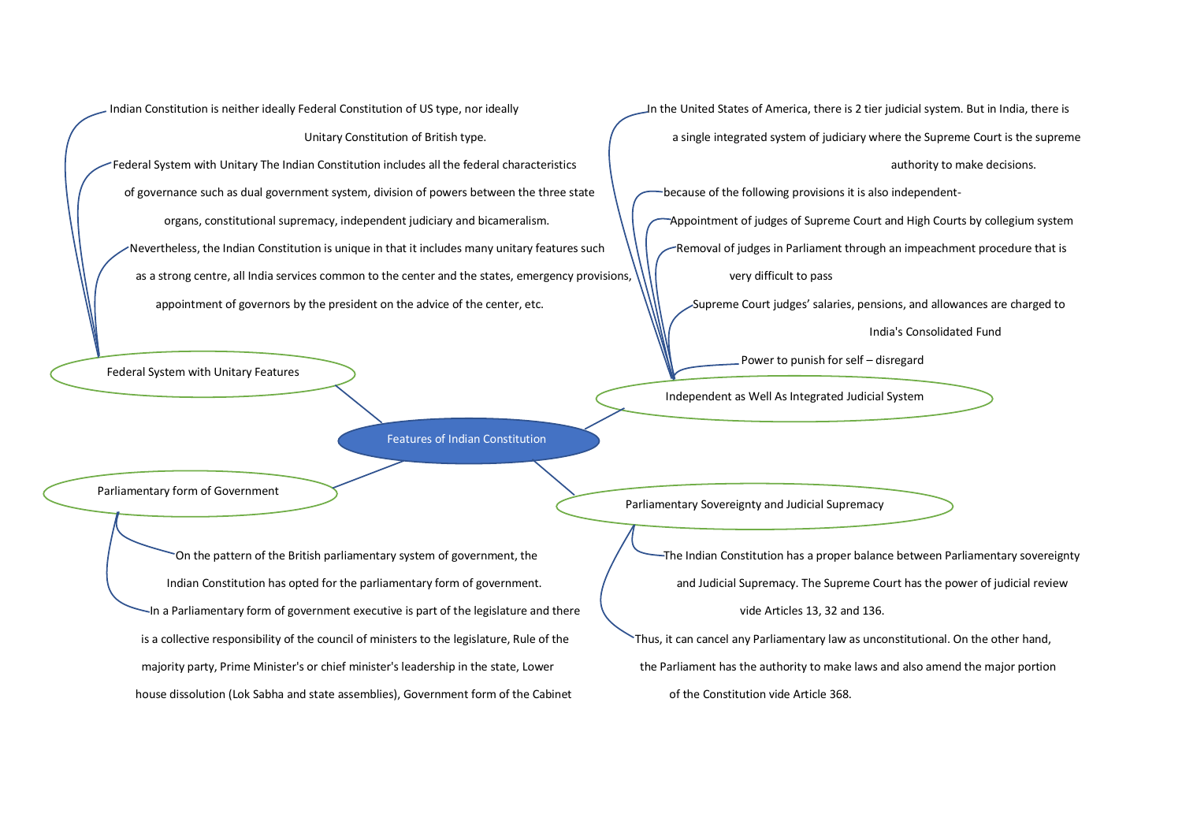# Features of Indian Constitution

## Federal System with Unitary Features

- Indian Constitution is neither ideally Federal Constitution of US type, nor ideally Unitary Constitution of British type.
- Federal System with Unitary The Indian Constitution includes all the federal characteristics of governance such as dual government system, division of powers between the three state organs, constitutional supremacy, independent judiciary and bicameralism.
- Nevertheless, the Indian Constitution is unique in that it includes many unitary features such as a strong centre, all India services common to the center and the states, emergency provisions, appointment of governors by the president on the advice of the center, etc.

## Independent as Well As Integrated Judicial System

- In the United States of America, there is 2 tier judicial system. But in India, there is a single integrated system of judiciary where the Supreme Court is the supreme authority to make decisions.
- because of the following provisions it is also independent-
- Appointment of judges of Supreme Court and High Courts by collegium system
- Removal of judges in Parliament through an impeachment procedure that is very difficult to pass
- Supreme Court judges' salaries, pensions, and allowances are charged to India's Consolidated Fund
- Power to punish for self – disregard

## Parliamentary form of Government

- On the pattern of the British parliamentary system of government, the Indian Constitution has opted for the parliamentary form of government.
- In a Parliamentary form of government executive is part of the legislature and there is a collective responsibility of the council of ministers to the legislature, Rule of the majority party, Prime Minister's or chief minister's leadership in the state, Lower house dissolution (Lok Sabha and state assemblies), Government form of the Cabinet

## Parliamentary Sovereignty and Judicial Supremacy

- The Indian Constitution has a proper balance between Parliamentary sovereignty and Judicial Supremacy. The Supreme Court has the power of judicial review vide Articles 13, 32 and 136.
- Thus, it can cancel any Parliamentary law as unconstitutional. On the other hand, the Parliament has the authority to make laws and also amend the major portion of the Constitution vide Article 368.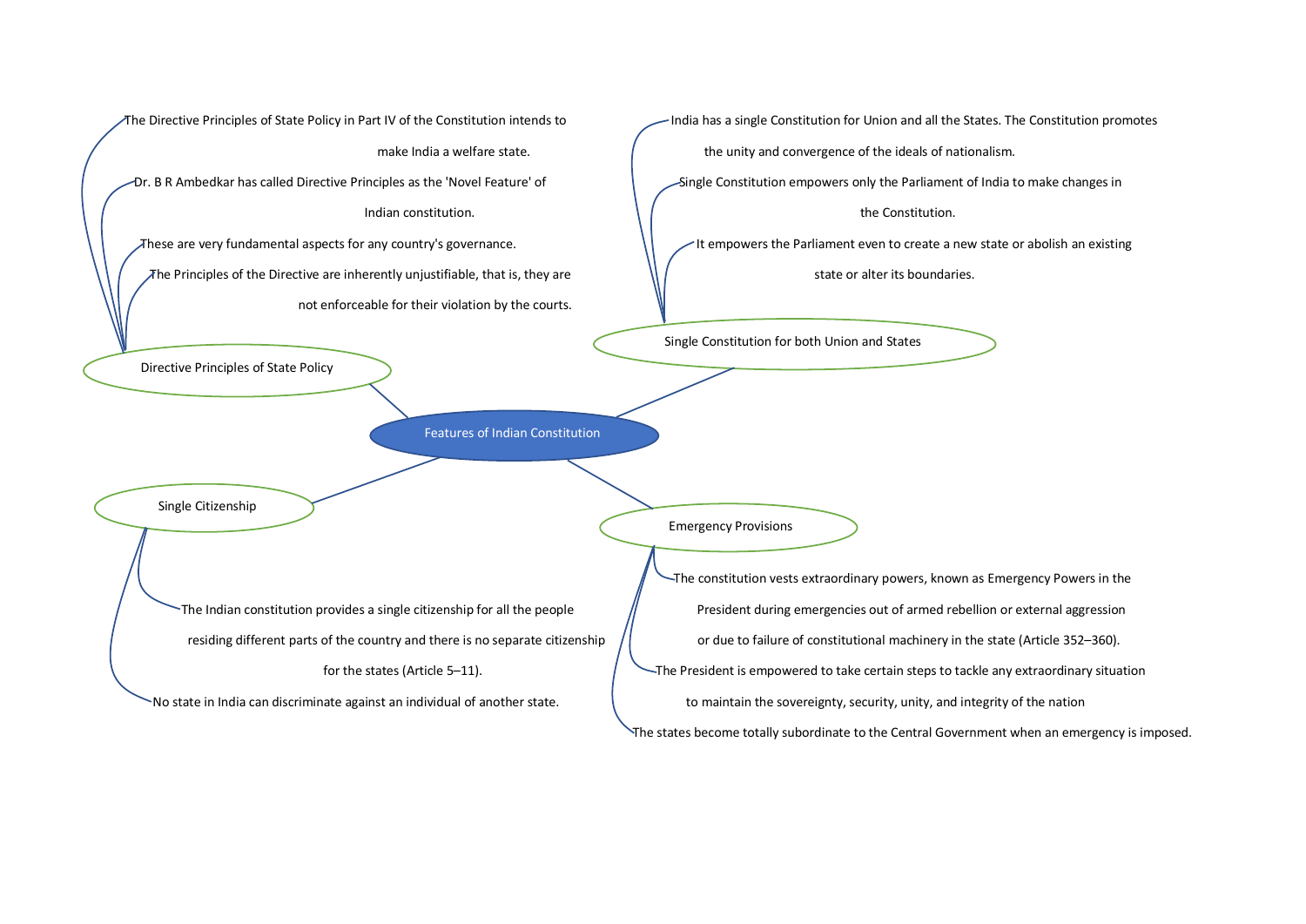# Features of Indian Constitution

## Directive Principles of State Policy

- The Directive Principles of State Policy in Part IV of the Constitution intends to make India a welfare state.
- Dr. B R Ambedkar has called Directive Principles as the 'Novel Feature' of Indian constitution.
- These are very fundamental aspects for any country's governance.
- The Principles of the Directive are inherently unjustifiable, that is, they are not enforceable for their violation by the courts.

## Single Constitution for both Union and States

- India has a single Constitution for Union and all the States. The Constitution promotes the unity and convergence of the ideals of nationalism.
- Single Constitution empowers only the Parliament of India to make changes in the Constitution.
- It empowers the Parliament even to create a new state or abolish an existing state or alter its boundaries.

## Single Citizenship

- The Indian constitution provides a single citizenship for all the people residing different parts of the country and there is no separate citizenship for the states (Article 5–11).
- No state in India can discriminate against an individual of another state.

## Emergency Provisions

- The constitution vests extraordinary powers, known as Emergency Powers in the President during emergencies out of armed rebellion or external aggression or due to failure of constitutional machinery in the state (Article 352–360).
- The President is empowered to take certain steps to tackle any extraordinary situation to maintain the sovereignty, security, unity, and integrity of the nation
- The states become totally subordinate to the Central Government when an emergency is imposed.